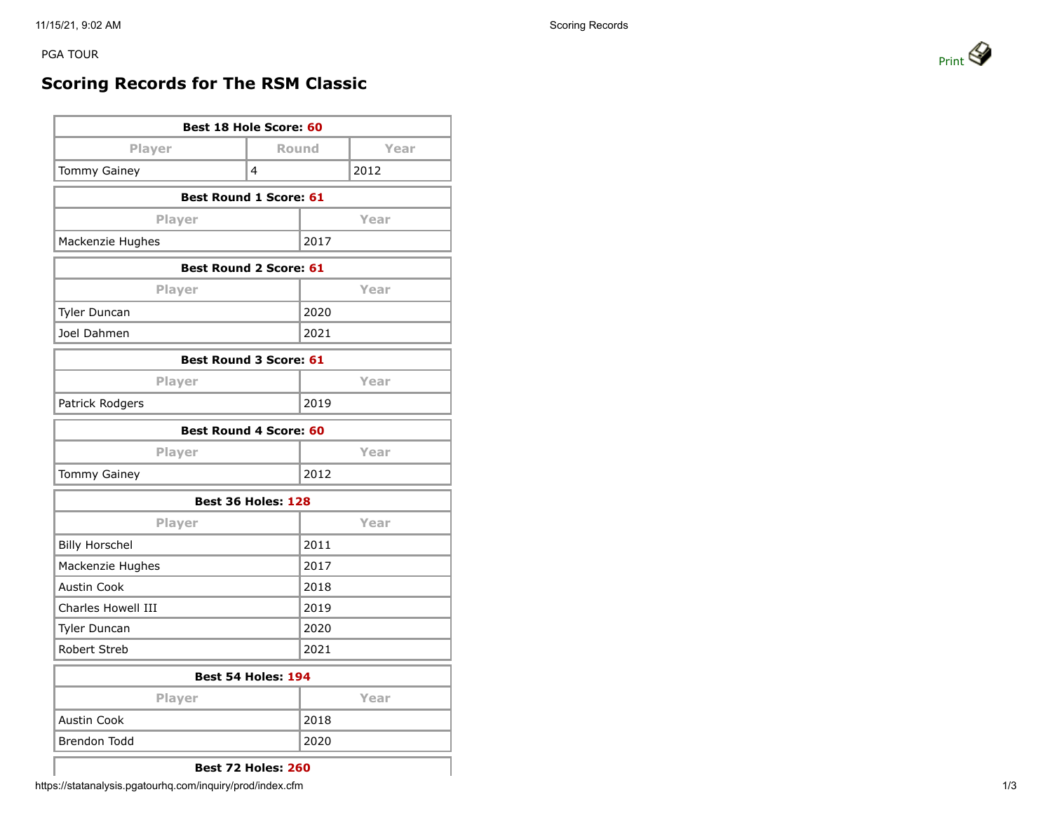PGA TOUR

# Scoring Records for The RSM Classic

| Best 18 Hole Score: 60 | | |
|---|---|---|
| Player | Round | Year |
| Tommy Gainey | 4 | 2012 |

| Best Round 1 Score: 61 | |
|---|---|
| Player | Year |
| Mackenzie Hughes | 2017 |

| Best Round 2 Score: 61 | |
|---|---|
| Player | Year |
| Tyler Duncan | 2020 |
| Joel Dahmen | 2021 |

| Best Round 3 Score: 61 | |
|---|---|
| Player | Year |
| Patrick Rodgers | 2019 |

| Best Round 4 Score: 60 | |
|---|---|
| Player | Year |
| Tommy Gainey | 2012 |

| Best 36 Holes: 128 | |
|---|---|
| Player | Year |
| Billy Horschel | 2011 |
| Mackenzie Hughes | 2017 |
| Austin Cook | 2018 |
| Charles Howell III | 2019 |
| Tyler Duncan | 2020 |
| Robert Streb | 2021 |

| Best 54 Holes: 194 | |
|---|---|
| Player | Year |
| Austin Cook | 2018 |
| Brendon Todd | 2020 |

**Best 72 Holes: 260**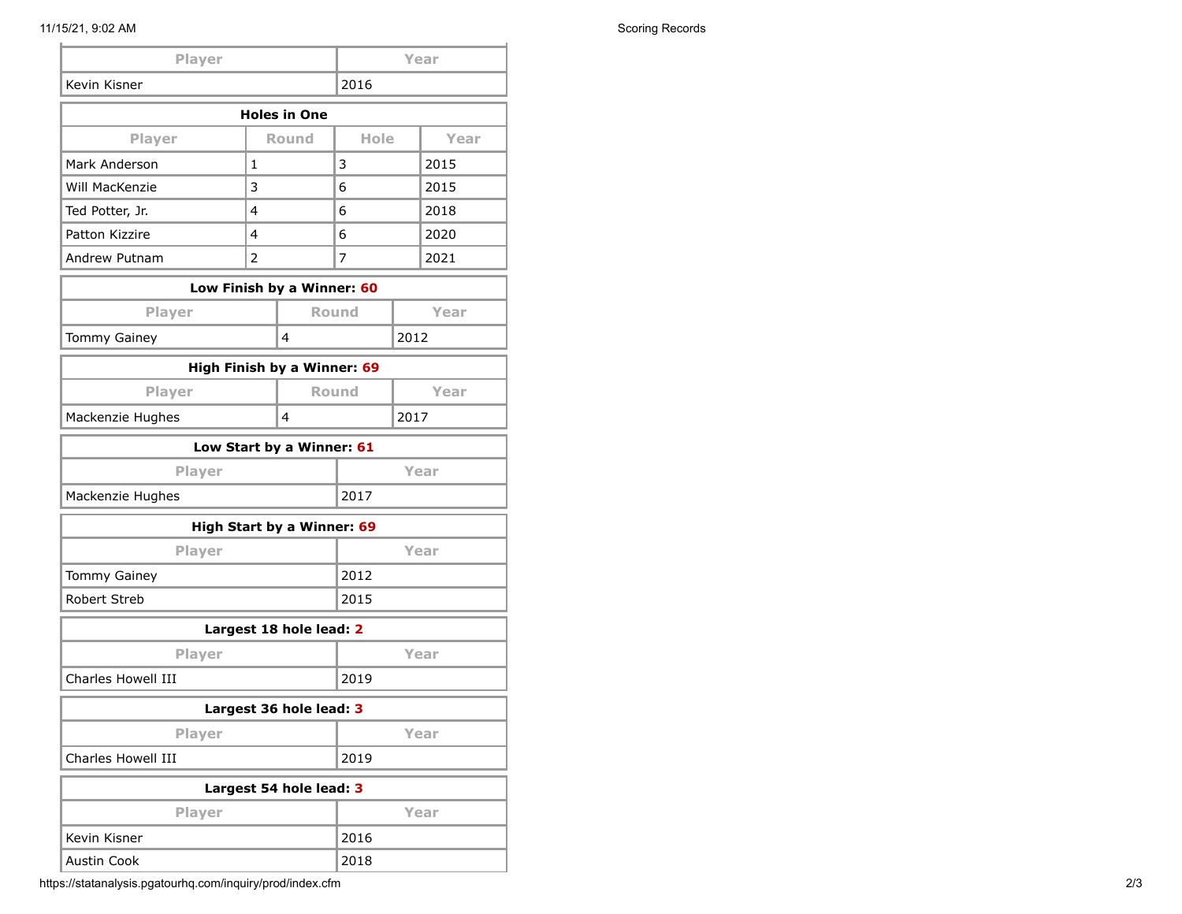| Player | Year |
| --- | --- |
| Kevin Kisner | 2016 |

| Holes in One | | | |
| --- | --- | --- | --- |
| **Player** | **Round** | **Hole** | **Year** |
| Mark Anderson | 1 | 3 | 2015 |
| Will MacKenzie | 3 | 6 | 2015 |
| Ted Potter, Jr. | 4 | 6 | 2018 |
| Patton Kizzire | 4 | 6 | 2020 |
| Andrew Putnam | 2 | 7 | 2021 |

| Low Finish by a Winner: 60 | | |
| --- | --- | --- |
| **Player** | **Round** | **Year** |
| Tommy Gainey | 4 | 2012 |

| High Finish by a Winner: 69 | | |
| --- | --- | --- |
| **Player** | **Round** | **Year** |
| Mackenzie Hughes | 4 | 2017 |

| Low Start by a Winner: 61 | |
| --- | --- |
| **Player** | **Year** |
| Mackenzie Hughes | 2017 |

| High Start by a Winner: 69 | |
| --- | --- |
| **Player** | **Year** |
| Tommy Gainey | 2012 |
| Robert Streb | 2015 |

| Largest 18 hole lead: 2 | |
| --- | --- |
| **Player** | **Year** |
| Charles Howell III | 2019 |

| Largest 36 hole lead: 3 | |
| --- | --- |
| **Player** | **Year** |
| Charles Howell III | 2019 |

| Largest 54 hole lead: 3 | |
| --- | --- |
| **Player** | **Year** |
| Kevin Kisner | 2016 |
| Austin Cook | 2018 |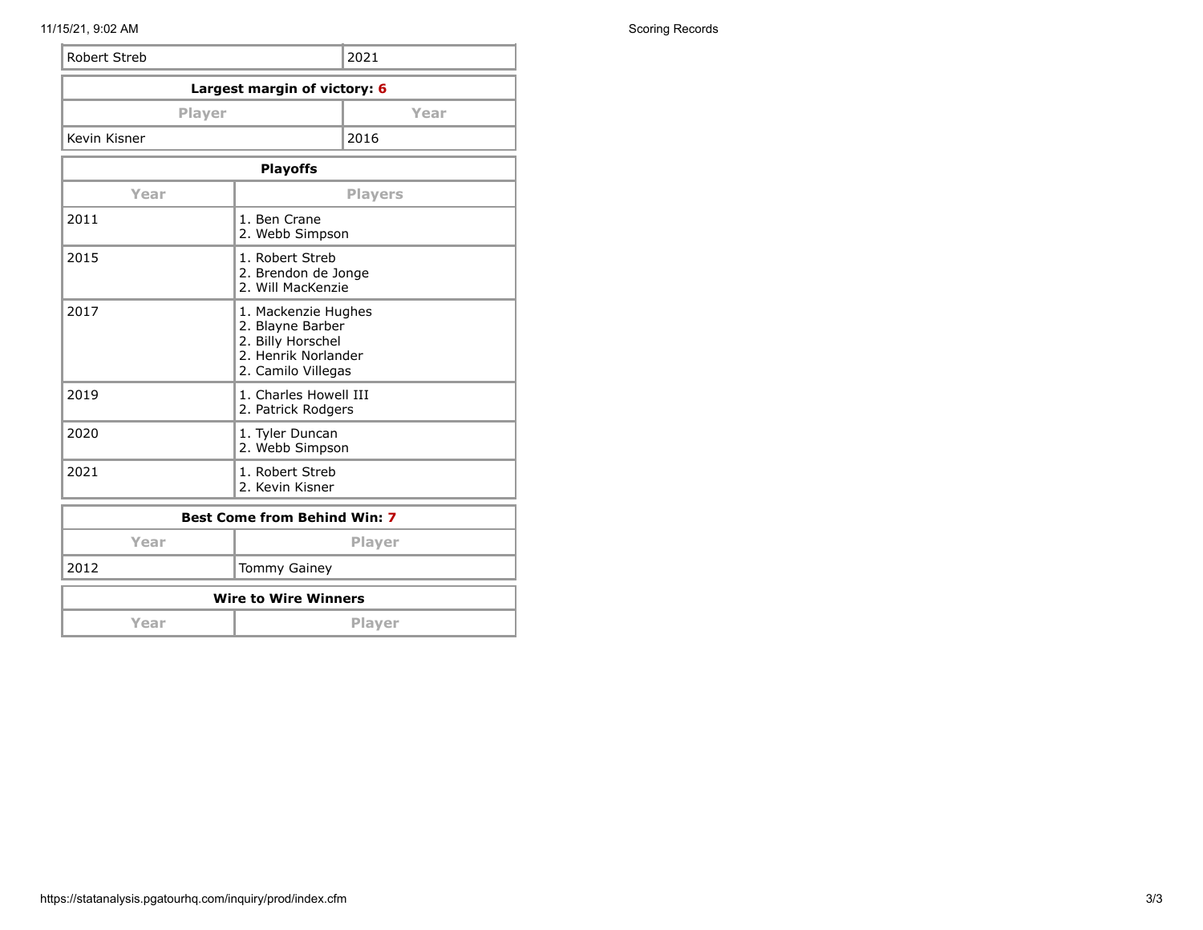| | |
|---|---|
| Robert Streb | 2021 |

| Largest margin of victory: 6 | |
|---|---|
| Player | Year |
| Kevin Kisner | 2016 |

| Playoffs | |
|---|---|
| Year | Players |
| 2011 | 1. Ben Crane<br>2. Webb Simpson |
| 2015 | 1. Robert Streb<br>2. Brendon de Jonge<br>2. Will MacKenzie |
| 2017 | 1. Mackenzie Hughes<br>2. Blayne Barber<br>2. Billy Horschel<br>2. Henrik Norlander<br>2. Camilo Villegas |
| 2019 | 1. Charles Howell III<br>2. Patrick Rodgers |
| 2020 | 1. Tyler Duncan<br>2. Webb Simpson |
| 2021 | 1. Robert Streb<br>2. Kevin Kisner |

| Best Come from Behind Win: 7 | |
|---|---|
| Year | Player |
| 2012 | Tommy Gainey |

| Wire to Wire Winners | |
|---|---|
| Year | Player |